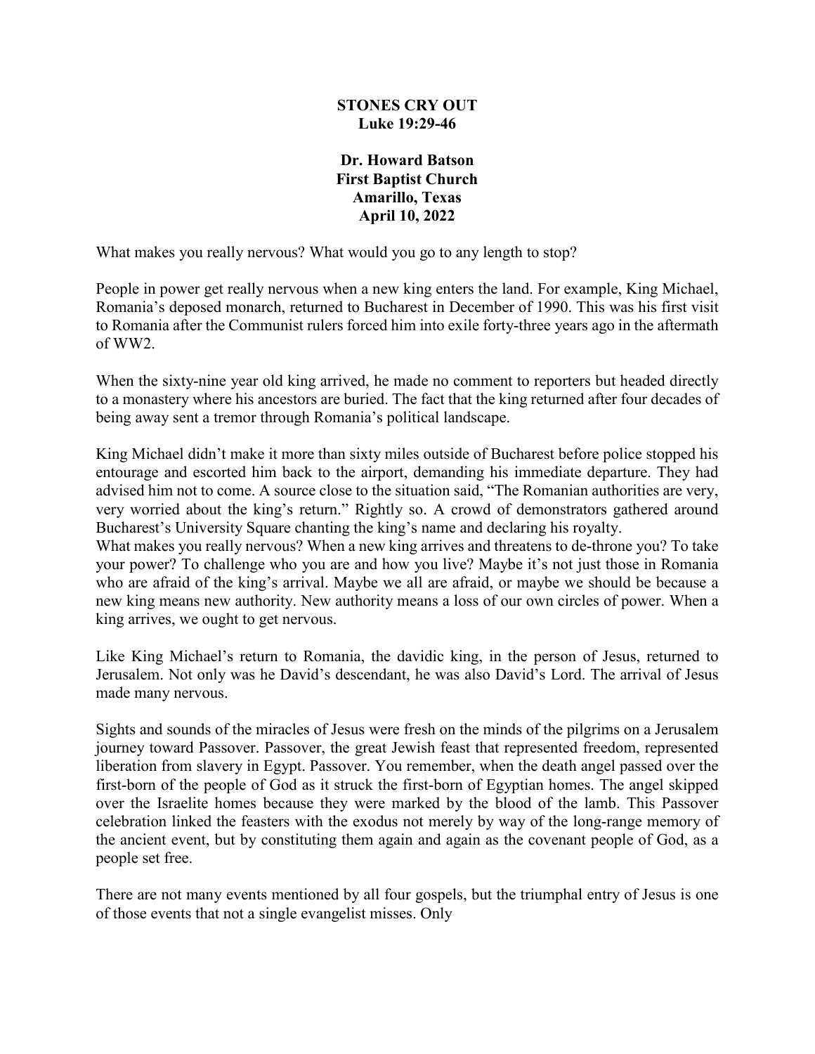# STONES CRY OUT
## Luke 19:29-46

**Dr. Howard Batson**
**First Baptist Church**
**Amarillo, Texas**
**April 10, 2022**

What makes you really nervous? What would you go to any length to stop?

People in power get really nervous when a new king enters the land. For example, King Michael, Romania's deposed monarch, returned to Bucharest in December of 1990. This was his first visit to Romania after the Communist rulers forced him into exile forty-three years ago in the aftermath of WW2.

When the sixty-nine year old king arrived, he made no comment to reporters but headed directly to a monastery where his ancestors are buried. The fact that the king returned after four decades of being away sent a tremor through Romania's political landscape.

King Michael didn't make it more than sixty miles outside of Bucharest before police stopped his entourage and escorted him back to the airport, demanding his immediate departure. They had advised him not to come. A source close to the situation said, "The Romanian authorities are very, very worried about the king's return." Rightly so. A crowd of demonstrators gathered around Bucharest's University Square chanting the king's name and declaring his royalty.

What makes you really nervous? When a new king arrives and threatens to de-throne you? To take your power? To challenge who you are and how you live? Maybe it's not just those in Romania who are afraid of the king's arrival. Maybe we all are afraid, or maybe we should be because a new king means new authority. New authority means a loss of our own circles of power. When a king arrives, we ought to get nervous.

Like King Michael's return to Romania, the davidic king, in the person of Jesus, returned to Jerusalem. Not only was he David's descendant, he was also David's Lord. The arrival of Jesus made many nervous.

Sights and sounds of the miracles of Jesus were fresh on the minds of the pilgrims on a Jerusalem journey toward Passover. Passover, the great Jewish feast that represented freedom, represented liberation from slavery in Egypt. Passover. You remember, when the death angel passed over the first-born of the people of God as it struck the first-born of Egyptian homes. The angel skipped over the Israelite homes because they were marked by the blood of the lamb. This Passover celebration linked the feasters with the exodus not merely by way of the long-range memory of the ancient event, but by constituting them again and again as the covenant people of God, as a people set free.

There are not many events mentioned by all four gospels, but the triumphal entry of Jesus is one of those events that not a single evangelist misses. Only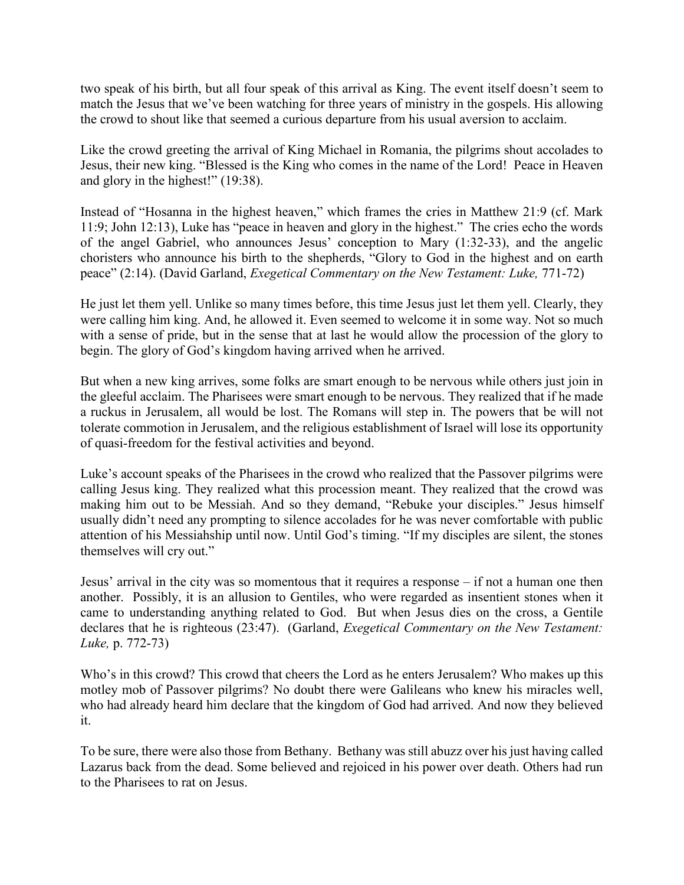two speak of his birth, but all four speak of this arrival as King. The event itself doesn't seem to match the Jesus that we've been watching for three years of ministry in the gospels. His allowing the crowd to shout like that seemed a curious departure from his usual aversion to acclaim.

Like the crowd greeting the arrival of King Michael in Romania, the pilgrims shout accolades to Jesus, their new king. "Blessed is the King who comes in the name of the Lord! Peace in Heaven and glory in the highest!" (19:38).

Instead of "Hosanna in the highest heaven," which frames the cries in Matthew 21:9 (cf. Mark 11:9; John 12:13), Luke has "peace in heaven and glory in the highest." The cries echo the words of the angel Gabriel, who announces Jesus' conception to Mary (1:32-33), and the angelic choristers who announce his birth to the shepherds, "Glory to God in the highest and on earth peace" (2:14). (David Garland, *Exegetical Commentary on the New Testament: Luke,* 771-72)

He just let them yell. Unlike so many times before, this time Jesus just let them yell. Clearly, they were calling him king. And, he allowed it. Even seemed to welcome it in some way. Not so much with a sense of pride, but in the sense that at last he would allow the procession of the glory to begin. The glory of God's kingdom having arrived when he arrived.

But when a new king arrives, some folks are smart enough to be nervous while others just join in the gleeful acclaim. The Pharisees were smart enough to be nervous. They realized that if he made a ruckus in Jerusalem, all would be lost. The Romans will step in. The powers that be will not tolerate commotion in Jerusalem, and the religious establishment of Israel will lose its opportunity of quasi-freedom for the festival activities and beyond.

Luke's account speaks of the Pharisees in the crowd who realized that the Passover pilgrims were calling Jesus king. They realized what this procession meant. They realized that the crowd was making him out to be Messiah. And so they demand, "Rebuke your disciples." Jesus himself usually didn't need any prompting to silence accolades for he was never comfortable with public attention of his Messiahship until now. Until God's timing. "If my disciples are silent, the stones themselves will cry out."

Jesus' arrival in the city was so momentous that it requires a response – if not a human one then another. Possibly, it is an allusion to Gentiles, who were regarded as insentient stones when it came to understanding anything related to God. But when Jesus dies on the cross, a Gentile declares that he is righteous (23:47). (Garland, *Exegetical Commentary on the New Testament: Luke,* p. 772-73)

Who's in this crowd? This crowd that cheers the Lord as he enters Jerusalem? Who makes up this motley mob of Passover pilgrims? No doubt there were Galileans who knew his miracles well, who had already heard him declare that the kingdom of God had arrived. And now they believed it.

To be sure, there were also those from Bethany. Bethany was still abuzz over his just having called Lazarus back from the dead. Some believed and rejoiced in his power over death. Others had run to the Pharisees to rat on Jesus.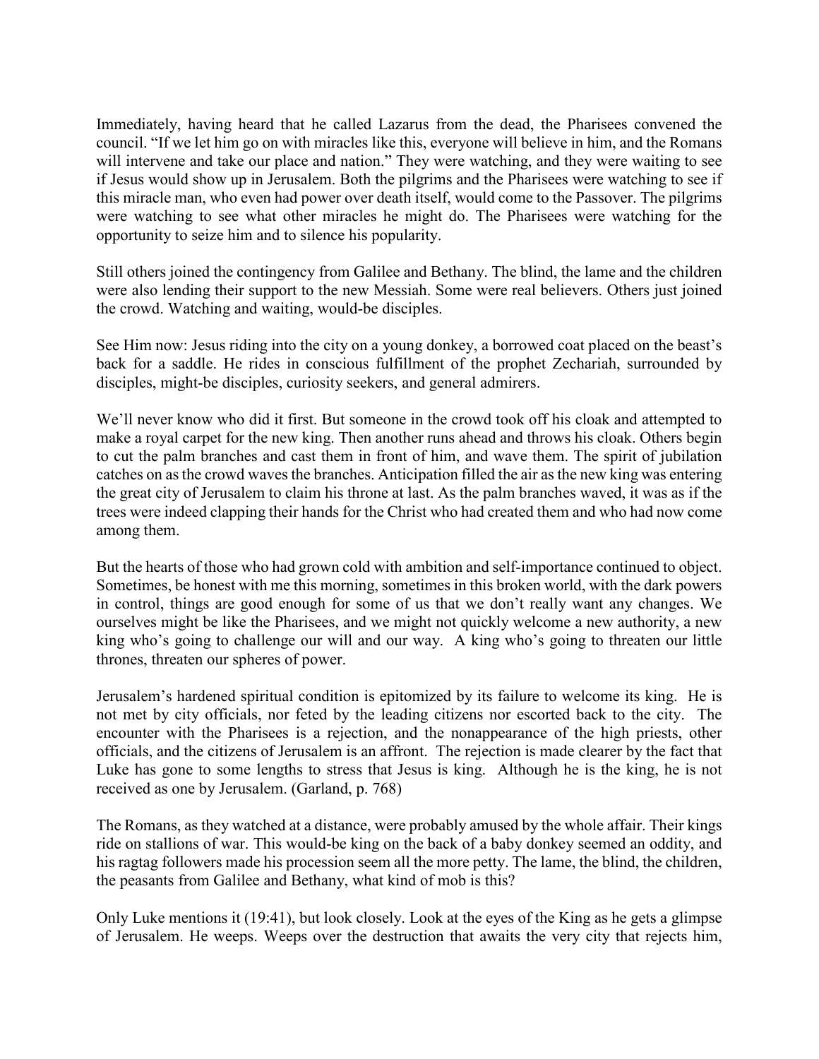Immediately, having heard that he called Lazarus from the dead, the Pharisees convened the council. "If we let him go on with miracles like this, everyone will believe in him, and the Romans will intervene and take our place and nation." They were watching, and they were waiting to see if Jesus would show up in Jerusalem. Both the pilgrims and the Pharisees were watching to see if this miracle man, who even had power over death itself, would come to the Passover. The pilgrims were watching to see what other miracles he might do. The Pharisees were watching for the opportunity to seize him and to silence his popularity.

Still others joined the contingency from Galilee and Bethany. The blind, the lame and the children were also lending their support to the new Messiah. Some were real believers. Others just joined the crowd. Watching and waiting, would-be disciples.

See Him now: Jesus riding into the city on a young donkey, a borrowed coat placed on the beast's back for a saddle. He rides in conscious fulfillment of the prophet Zechariah, surrounded by disciples, might-be disciples, curiosity seekers, and general admirers.

We'll never know who did it first. But someone in the crowd took off his cloak and attempted to make a royal carpet for the new king. Then another runs ahead and throws his cloak. Others begin to cut the palm branches and cast them in front of him, and wave them. The spirit of jubilation catches on as the crowd waves the branches. Anticipation filled the air as the new king was entering the great city of Jerusalem to claim his throne at last. As the palm branches waved, it was as if the trees were indeed clapping their hands for the Christ who had created them and who had now come among them.

But the hearts of those who had grown cold with ambition and self-importance continued to object. Sometimes, be honest with me this morning, sometimes in this broken world, with the dark powers in control, things are good enough for some of us that we don't really want any changes. We ourselves might be like the Pharisees, and we might not quickly welcome a new authority, a new king who's going to challenge our will and our way. A king who's going to threaten our little thrones, threaten our spheres of power.

Jerusalem's hardened spiritual condition is epitomized by its failure to welcome its king. He is not met by city officials, nor feted by the leading citizens nor escorted back to the city. The encounter with the Pharisees is a rejection, and the nonappearance of the high priests, other officials, and the citizens of Jerusalem is an affront. The rejection is made clearer by the fact that Luke has gone to some lengths to stress that Jesus is king. Although he is the king, he is not received as one by Jerusalem. (Garland, p. 768)

The Romans, as they watched at a distance, were probably amused by the whole affair. Their kings ride on stallions of war. This would-be king on the back of a baby donkey seemed an oddity, and his ragtag followers made his procession seem all the more petty. The lame, the blind, the children, the peasants from Galilee and Bethany, what kind of mob is this?

Only Luke mentions it (19:41), but look closely. Look at the eyes of the King as he gets a glimpse of Jerusalem. He weeps. Weeps over the destruction that awaits the very city that rejects him,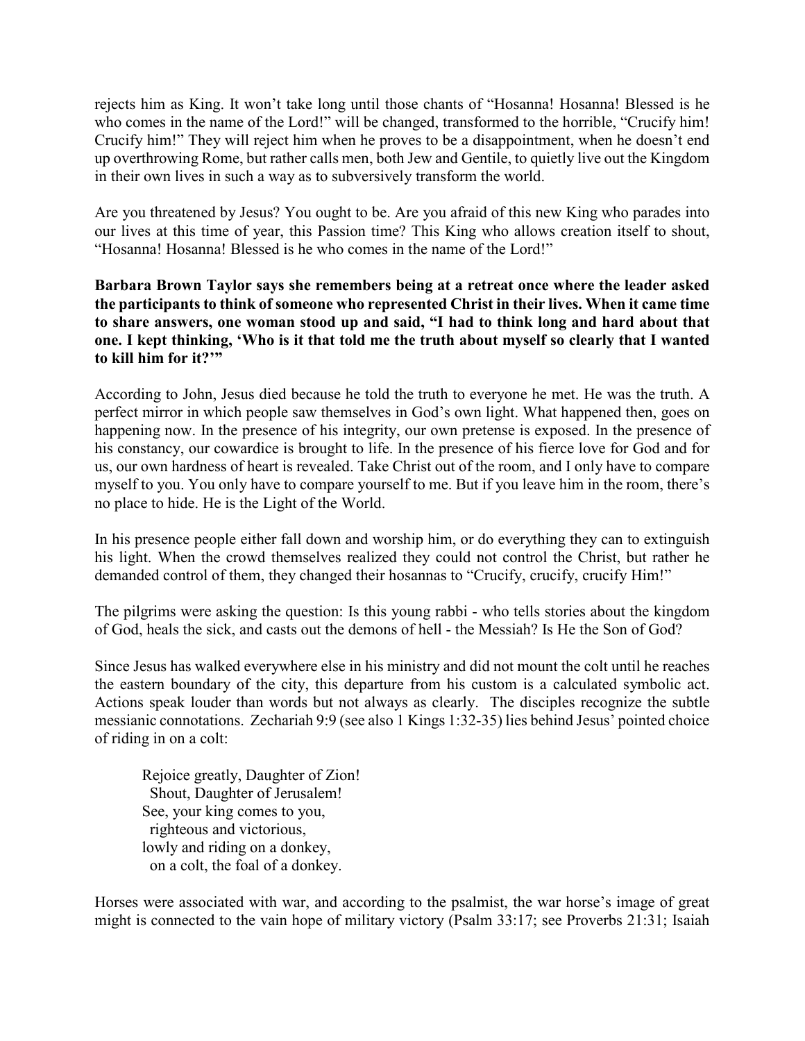rejects him as King. It won't take long until those chants of "Hosanna! Hosanna! Blessed is he who comes in the name of the Lord!" will be changed, transformed to the horrible, "Crucify him! Crucify him!" They will reject him when he proves to be a disappointment, when he doesn't end up overthrowing Rome, but rather calls men, both Jew and Gentile, to quietly live out the Kingdom in their own lives in such a way as to subversively transform the world.

Are you threatened by Jesus? You ought to be. Are you afraid of this new King who parades into our lives at this time of year, this Passion time? This King who allows creation itself to shout, "Hosanna! Hosanna! Blessed is he who comes in the name of the Lord!"

**Barbara Brown Taylor says she remembers being at a retreat once where the leader asked the participants to think of someone who represented Christ in their lives. When it came time to share answers, one woman stood up and said, "I had to think long and hard about that one. I kept thinking, 'Who is it that told me the truth about myself so clearly that I wanted to kill him for it?'"**

According to John, Jesus died because he told the truth to everyone he met. He was the truth. A perfect mirror in which people saw themselves in God's own light. What happened then, goes on happening now. In the presence of his integrity, our own pretense is exposed. In the presence of his constancy, our cowardice is brought to life. In the presence of his fierce love for God and for us, our own hardness of heart is revealed. Take Christ out of the room, and I only have to compare myself to you. You only have to compare yourself to me. But if you leave him in the room, there's no place to hide. He is the Light of the World.

In his presence people either fall down and worship him, or do everything they can to extinguish his light. When the crowd themselves realized they could not control the Christ, but rather he demanded control of them, they changed their hosannas to "Crucify, crucify, crucify Him!"

The pilgrims were asking the question: Is this young rabbi - who tells stories about the kingdom of God, heals the sick, and casts out the demons of hell - the Messiah? Is He the Son of God?

Since Jesus has walked everywhere else in his ministry and did not mount the colt until he reaches the eastern boundary of the city, this departure from his custom is a calculated symbolic act. Actions speak louder than words but not always as clearly. The disciples recognize the subtle messianic connotations. Zechariah 9:9 (see also 1 Kings 1:32-35) lies behind Jesus' pointed choice of riding in on a colt:

> Rejoice greatly, Daughter of Zion!
> Shout, Daughter of Jerusalem!
> See, your king comes to you,
> righteous and victorious,
> lowly and riding on a donkey,
> on a colt, the foal of a donkey.

Horses were associated with war, and according to the psalmist, the war horse's image of great might is connected to the vain hope of military victory (Psalm 33:17; see Proverbs 21:31; Isaiah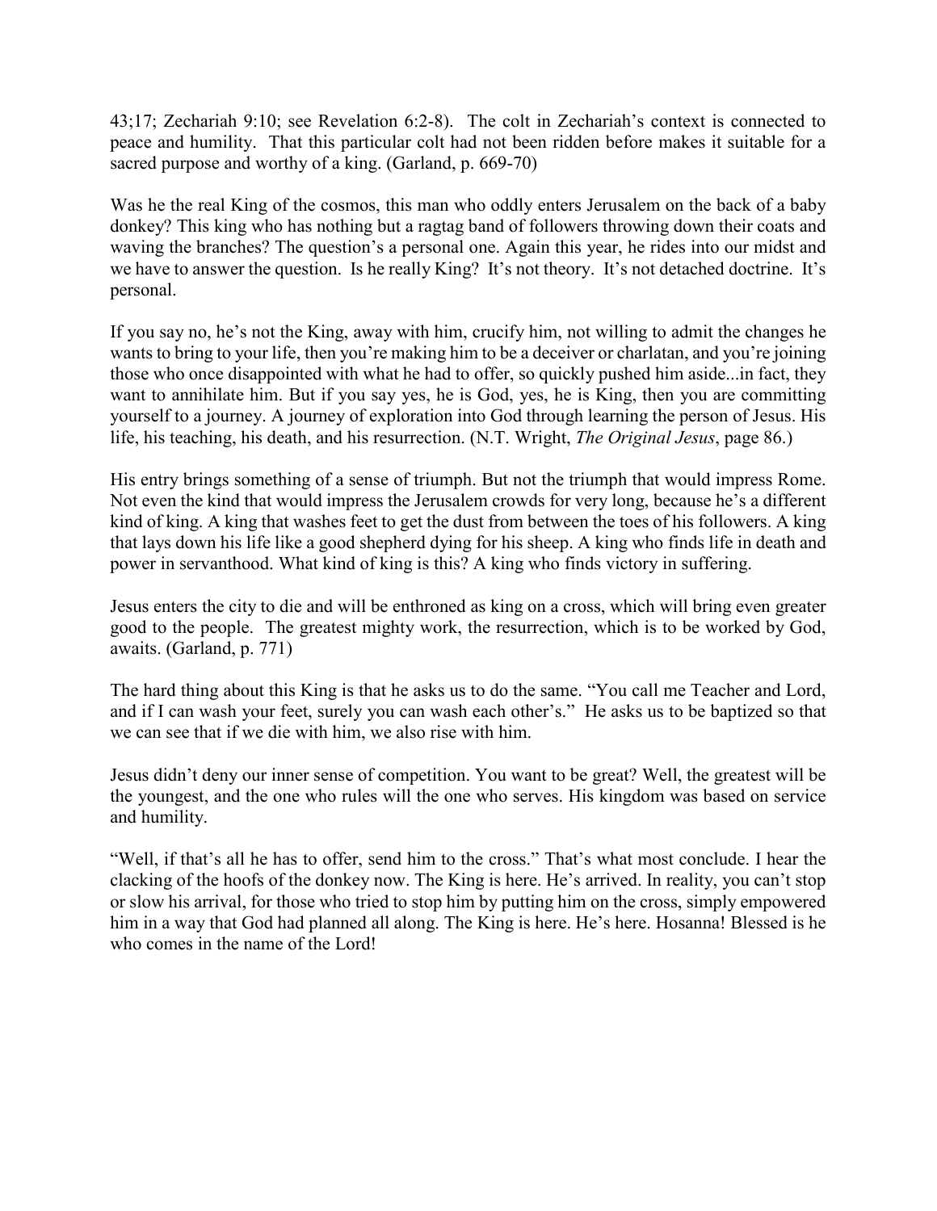43;17; Zechariah 9:10; see Revelation 6:2-8). The colt in Zechariah's context is connected to peace and humility. That this particular colt had not been ridden before makes it suitable for a sacred purpose and worthy of a king. (Garland, p. 669-70)

Was he the real King of the cosmos, this man who oddly enters Jerusalem on the back of a baby donkey? This king who has nothing but a ragtag band of followers throwing down their coats and waving the branches? The question's a personal one. Again this year, he rides into our midst and we have to answer the question. Is he really King? It's not theory. It's not detached doctrine. It's personal.

If you say no, he's not the King, away with him, crucify him, not willing to admit the changes he wants to bring to your life, then you're making him to be a deceiver or charlatan, and you're joining those who once disappointed with what he had to offer, so quickly pushed him aside...in fact, they want to annihilate him. But if you say yes, he is God, yes, he is King, then you are committing yourself to a journey. A journey of exploration into God through learning the person of Jesus. His life, his teaching, his death, and his resurrection. (N.T. Wright, *The Original Jesus*, page 86.)

His entry brings something of a sense of triumph. But not the triumph that would impress Rome. Not even the kind that would impress the Jerusalem crowds for very long, because he's a different kind of king. A king that washes feet to get the dust from between the toes of his followers. A king that lays down his life like a good shepherd dying for his sheep. A king who finds life in death and power in servanthood. What kind of king is this? A king who finds victory in suffering.

Jesus enters the city to die and will be enthroned as king on a cross, which will bring even greater good to the people. The greatest mighty work, the resurrection, which is to be worked by God, awaits. (Garland, p. 771)

The hard thing about this King is that he asks us to do the same. "You call me Teacher and Lord, and if I can wash your feet, surely you can wash each other's." He asks us to be baptized so that we can see that if we die with him, we also rise with him.

Jesus didn't deny our inner sense of competition. You want to be great? Well, the greatest will be the youngest, and the one who rules will the one who serves. His kingdom was based on service and humility.

"Well, if that's all he has to offer, send him to the cross." That's what most conclude. I hear the clacking of the hoofs of the donkey now. The King is here. He's arrived. In reality, you can't stop or slow his arrival, for those who tried to stop him by putting him on the cross, simply empowered him in a way that God had planned all along. The King is here. He's here. Hosanna! Blessed is he who comes in the name of the Lord!